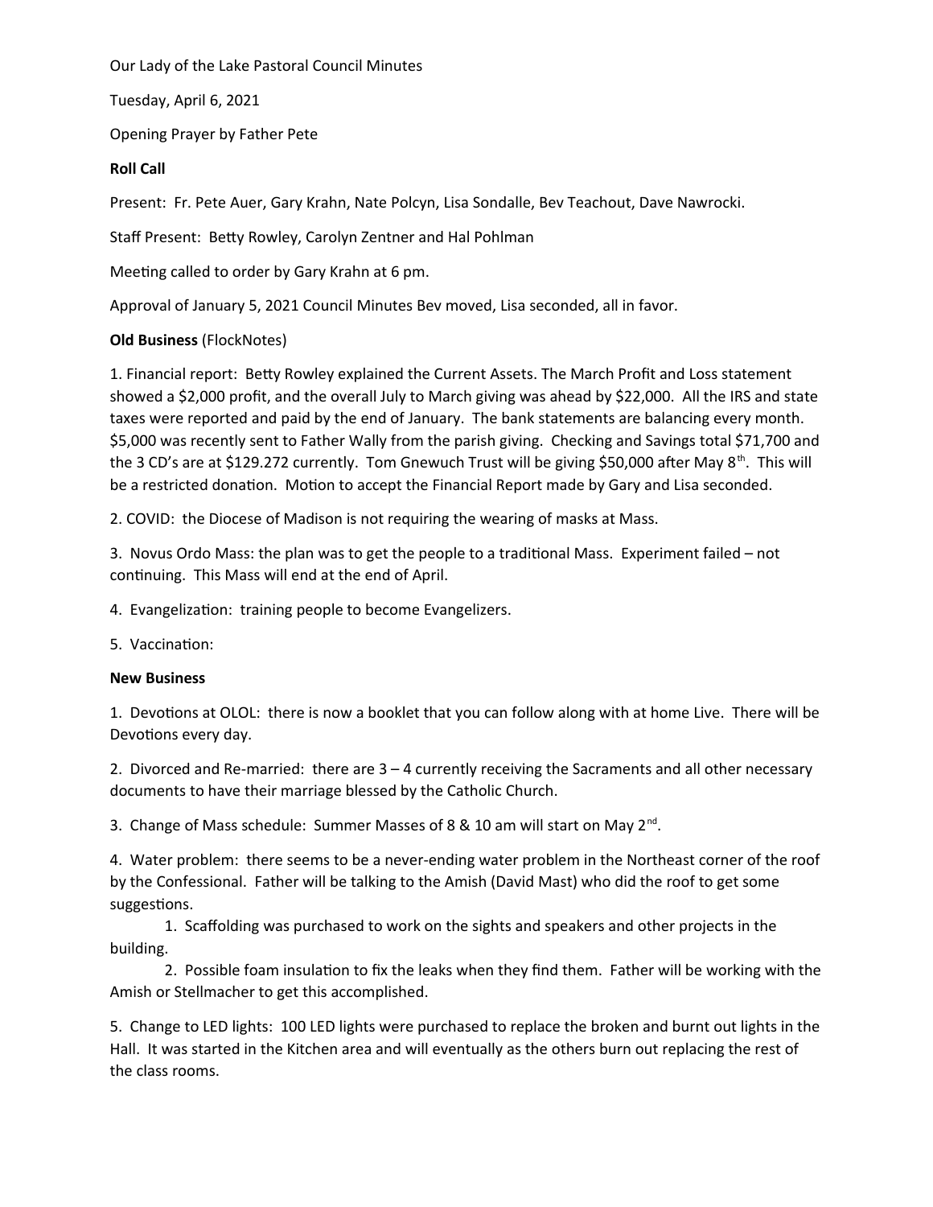Our Lady of the Lake Pastoral Council Minutes

Tuesday, April 6, 2021

Opening Prayer by Father Pete

**Roll Call**

Present: Fr. Pete Auer, Gary Krahn, Nate Polcyn, Lisa Sondalle, Bev Teachout, Dave Nawrocki.

Staff Present: Betty Rowley, Carolyn Zentner and Hal Pohlman

Meeting called to order by Gary Krahn at 6 pm.

Approval of January 5, 2021 Council Minutes Bev moved, Lisa seconded, all in favor.

**Old Business** (FlockNotes)

1. Financial report: Betty Rowley explained the Current Assets. The March Profit and Loss statement showed a $2,000 profit, and the overall July to March giving was ahead by $22,000. All the IRS and state taxes were reported and paid by the end of January. The bank statements are balancing every month. $5,000 was recently sent to Father Wally from the parish giving. Checking and Savings total $71,700 and the 3 CD's are at $129.272 currently. Tom Gnewuch Trust will be giving $50,000 after May 8th. This will be a restricted donation. Motion to accept the Financial Report made by Gary and Lisa seconded.

2. COVID: the Diocese of Madison is not requiring the wearing of masks at Mass.

3. Novus Ordo Mass: the plan was to get the people to a traditional Mass. Experiment failed – not continuing. This Mass will end at the end of April.

4. Evangelization: training people to become Evangelizers.

5. Vaccination:

**New Business**

1. Devotions at OLOL: there is now a booklet that you can follow along with at home Live. There will be Devotions every day.

2. Divorced and Re-married: there are 3 – 4 currently receiving the Sacraments and all other necessary documents to have their marriage blessed by the Catholic Church.

3. Change of Mass schedule: Summer Masses of 8 & 10 am will start on May 2nd.

4. Water problem: there seems to be a never-ending water problem in the Northeast corner of the roof by the Confessional. Father will be talking to the Amish (David Mast) who did the roof to get some suggestions.

    1. Scaffolding was purchased to work on the sights and speakers and other projects in the building.

    2. Possible foam insulation to fix the leaks when they find them. Father will be working with the Amish or Stellmacher to get this accomplished.

5. Change to LED lights: 100 LED lights were purchased to replace the broken and burnt out lights in the Hall. It was started in the Kitchen area and will eventually as the others burn out replacing the rest of the class rooms.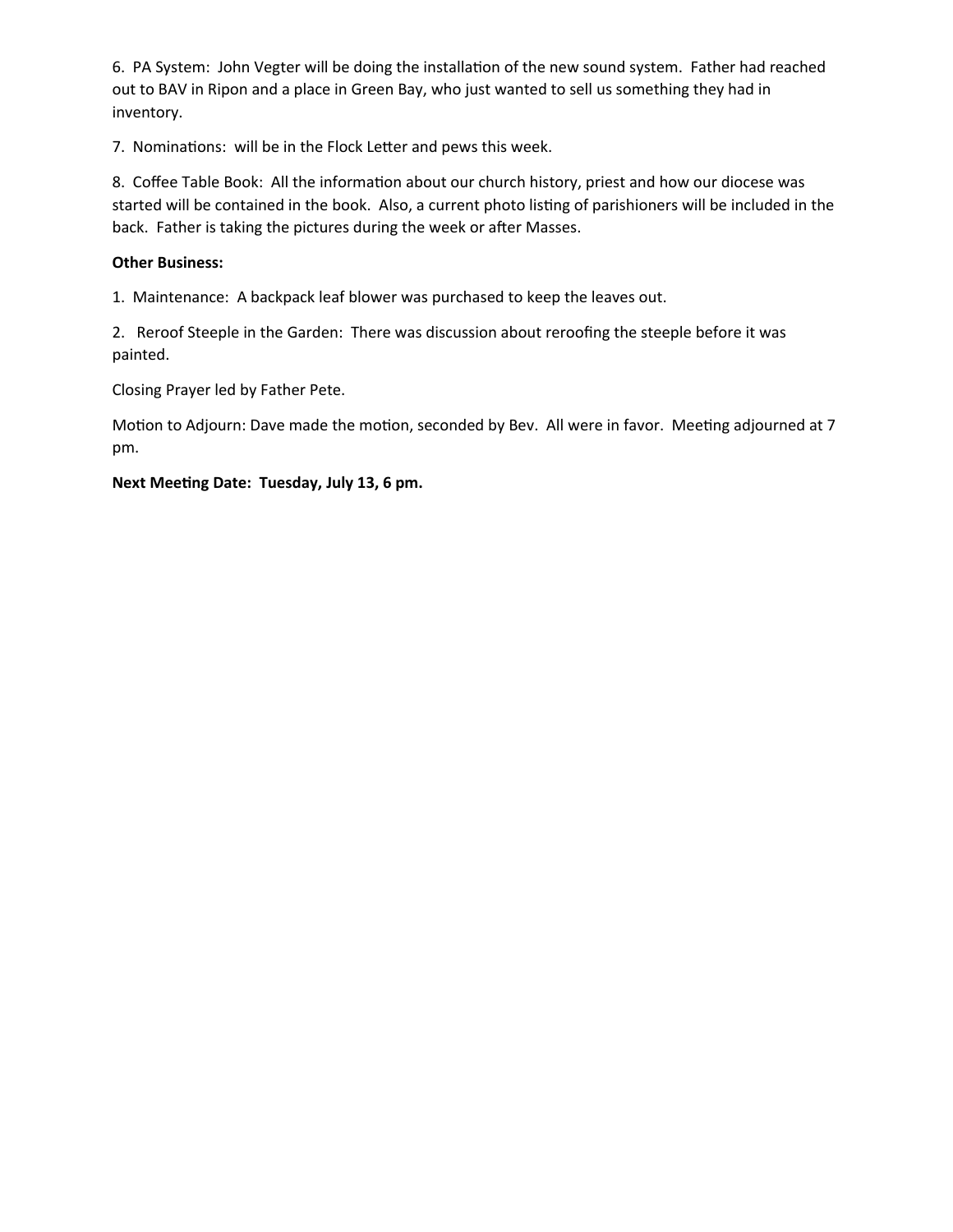6. PA System: John Vegter will be doing the installation of the new sound system. Father had reached out to BAV in Ripon and a place in Green Bay, who just wanted to sell us something they had in inventory.

7. Nominations: will be in the Flock Letter and pews this week.

8. Coffee Table Book: All the information about our church history, priest and how our diocese was started will be contained in the book. Also, a current photo listing of parishioners will be included in the back. Father is taking the pictures during the week or after Masses.

**Other Business:**

1. Maintenance: A backpack leaf blower was purchased to keep the leaves out.

2. Reroof Steeple in the Garden: There was discussion about reroofing the steeple before it was painted.

Closing Prayer led by Father Pete.

Motion to Adjourn: Dave made the motion, seconded by Bev. All were in favor. Meeting adjourned at 7 pm.

**Next Meeting Date: Tuesday, July 13, 6 pm.**